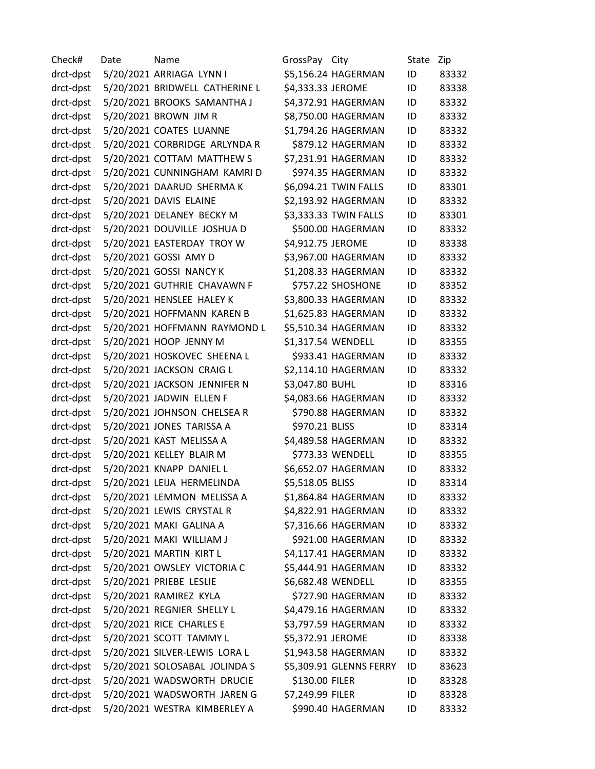| Check# | Date | Name | GrossPay | City | State | Zip |
| --- | --- | --- | --- | --- | --- | --- |
| drct-dpst | 5/20/2021 | ARRIAGA LYNN I | $5,156.24 | HAGERMAN | ID | 83332 |
| drct-dpst | 5/20/2021 | BRIDWELL CATHERINE L | $4,333.33 | JEROME | ID | 83338 |
| drct-dpst | 5/20/2021 | BROOKS SAMANTHA J | $4,372.91 | HAGERMAN | ID | 83332 |
| drct-dpst | 5/20/2021 | BROWN JIM R | $8,750.00 | HAGERMAN | ID | 83332 |
| drct-dpst | 5/20/2021 | COATES LUANNE | $1,794.26 | HAGERMAN | ID | 83332 |
| drct-dpst | 5/20/2021 | CORBRIDGE ARLYNDA R | $879.12 | HAGERMAN | ID | 83332 |
| drct-dpst | 5/20/2021 | COTTAM MATTHEW S | $7,231.91 | HAGERMAN | ID | 83332 |
| drct-dpst | 5/20/2021 | CUNNINGHAM KAMRI D | $974.35 | HAGERMAN | ID | 83332 |
| drct-dpst | 5/20/2021 | DAARUD SHERMA K | $6,094.21 | TWIN FALLS | ID | 83301 |
| drct-dpst | 5/20/2021 | DAVIS ELAINE | $2,193.92 | HAGERMAN | ID | 83332 |
| drct-dpst | 5/20/2021 | DELANEY BECKY M | $3,333.33 | TWIN FALLS | ID | 83301 |
| drct-dpst | 5/20/2021 | DOUVILLE JOSHUA D | $500.00 | HAGERMAN | ID | 83332 |
| drct-dpst | 5/20/2021 | EASTERDAY TROY W | $4,912.75 | JEROME | ID | 83338 |
| drct-dpst | 5/20/2021 | GOSSI AMY D | $3,967.00 | HAGERMAN | ID | 83332 |
| drct-dpst | 5/20/2021 | GOSSI NANCY K | $1,208.33 | HAGERMAN | ID | 83332 |
| drct-dpst | 5/20/2021 | GUTHRIE CHAVAWN F | $757.22 | SHOSHONE | ID | 83352 |
| drct-dpst | 5/20/2021 | HENSLEE HALEY K | $3,800.33 | HAGERMAN | ID | 83332 |
| drct-dpst | 5/20/2021 | HOFFMANN KAREN B | $1,625.83 | HAGERMAN | ID | 83332 |
| drct-dpst | 5/20/2021 | HOFFMANN RAYMOND L | $5,510.34 | HAGERMAN | ID | 83332 |
| drct-dpst | 5/20/2021 | HOOP JENNY M | $1,317.54 | WENDELL | ID | 83355 |
| drct-dpst | 5/20/2021 | HOSKOVEC SHEENA L | $933.41 | HAGERMAN | ID | 83332 |
| drct-dpst | 5/20/2021 | JACKSON CRAIG L | $2,114.10 | HAGERMAN | ID | 83332 |
| drct-dpst | 5/20/2021 | JACKSON JENNIFER N | $3,047.80 | BUHL | ID | 83316 |
| drct-dpst | 5/20/2021 | JADWIN ELLEN F | $4,083.66 | HAGERMAN | ID | 83332 |
| drct-dpst | 5/20/2021 | JOHNSON CHELSEA R | $790.88 | HAGERMAN | ID | 83332 |
| drct-dpst | 5/20/2021 | JONES TARISSA A | $970.21 | BLISS | ID | 83314 |
| drct-dpst | 5/20/2021 | KAST MELISSA A | $4,489.58 | HAGERMAN | ID | 83332 |
| drct-dpst | 5/20/2021 | KELLEY BLAIR M | $773.33 | WENDELL | ID | 83355 |
| drct-dpst | 5/20/2021 | KNAPP DANIEL L | $6,652.07 | HAGERMAN | ID | 83332 |
| drct-dpst | 5/20/2021 | LEIJA HERMELINDA | $5,518.05 | BLISS | ID | 83314 |
| drct-dpst | 5/20/2021 | LEMMON MELISSA A | $1,864.84 | HAGERMAN | ID | 83332 |
| drct-dpst | 5/20/2021 | LEWIS CRYSTAL R | $4,822.91 | HAGERMAN | ID | 83332 |
| drct-dpst | 5/20/2021 | MAKI GALINA A | $7,316.66 | HAGERMAN | ID | 83332 |
| drct-dpst | 5/20/2021 | MAKI WILLIAM J | $921.00 | HAGERMAN | ID | 83332 |
| drct-dpst | 5/20/2021 | MARTIN KIRT L | $4,117.41 | HAGERMAN | ID | 83332 |
| drct-dpst | 5/20/2021 | OWSLEY VICTORIA C | $5,444.91 | HAGERMAN | ID | 83332 |
| drct-dpst | 5/20/2021 | PRIEBE LESLIE | $6,682.48 | WENDELL | ID | 83355 |
| drct-dpst | 5/20/2021 | RAMIREZ KYLA | $727.90 | HAGERMAN | ID | 83332 |
| drct-dpst | 5/20/2021 | REGNIER SHELLY L | $4,479.16 | HAGERMAN | ID | 83332 |
| drct-dpst | 5/20/2021 | RICE CHARLES E | $3,797.59 | HAGERMAN | ID | 83332 |
| drct-dpst | 5/20/2021 | SCOTT TAMMY L | $5,372.91 | JEROME | ID | 83338 |
| drct-dpst | 5/20/2021 | SILVER-LEWIS LORA L | $1,943.58 | HAGERMAN | ID | 83332 |
| drct-dpst | 5/20/2021 | SOLOSABAL JOLINDA S | $5,309.91 | GLENNS FERRY | ID | 83623 |
| drct-dpst | 5/20/2021 | WADSWORTH DRUCIE | $130.00 | FILER | ID | 83328 |
| drct-dpst | 5/20/2021 | WADSWORTH JAREN G | $7,249.99 | FILER | ID | 83328 |
| drct-dpst | 5/20/2021 | WESTRA KIMBERLEY A | $990.40 | HAGERMAN | ID | 83332 |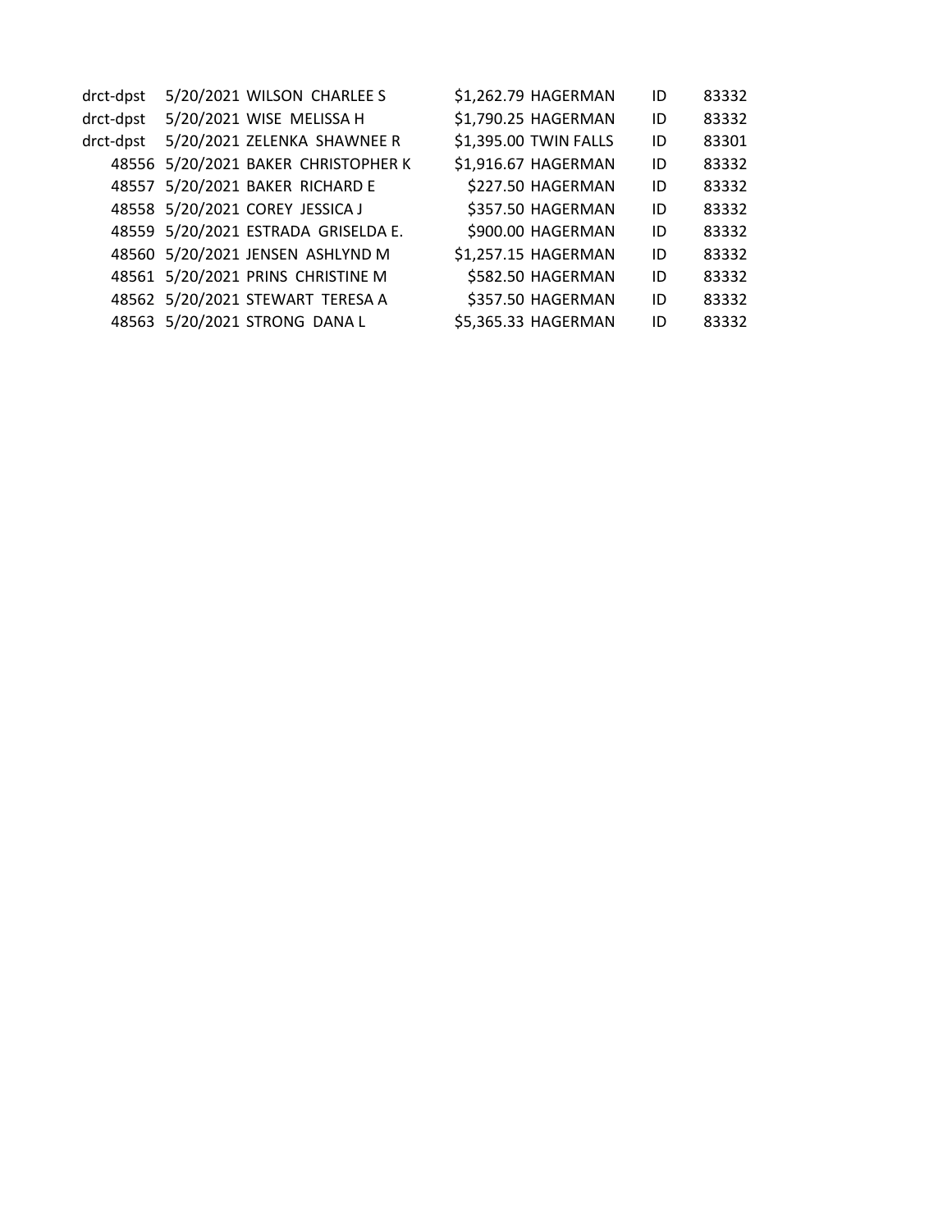| | | | | | | |
|---|---|---|---|---|---|---|
| drct-dpst | 5/20/2021 | WILSON CHARLEE S | $1,262.79 | HAGERMAN | ID | 83332 |
| drct-dpst | 5/20/2021 | WISE MELISSA H | $1,790.25 | HAGERMAN | ID | 83332 |
| drct-dpst | 5/20/2021 | ZELENKA SHAWNEE R | $1,395.00 | TWIN FALLS | ID | 83301 |
| 48556 | 5/20/2021 | BAKER CHRISTOPHER K | $1,916.67 | HAGERMAN | ID | 83332 |
| 48557 | 5/20/2021 | BAKER RICHARD E | $227.50 | HAGERMAN | ID | 83332 |
| 48558 | 5/20/2021 | COREY JESSICA J | $357.50 | HAGERMAN | ID | 83332 |
| 48559 | 5/20/2021 | ESTRADA GRISELDA E. | $900.00 | HAGERMAN | ID | 83332 |
| 48560 | 5/20/2021 | JENSEN ASHLYND M | $1,257.15 | HAGERMAN | ID | 83332 |
| 48561 | 5/20/2021 | PRINS CHRISTINE M | $582.50 | HAGERMAN | ID | 83332 |
| 48562 | 5/20/2021 | STEWART TERESA A | $357.50 | HAGERMAN | ID | 83332 |
| 48563 | 5/20/2021 | STRONG DANA L | $5,365.33 | HAGERMAN | ID | 83332 |